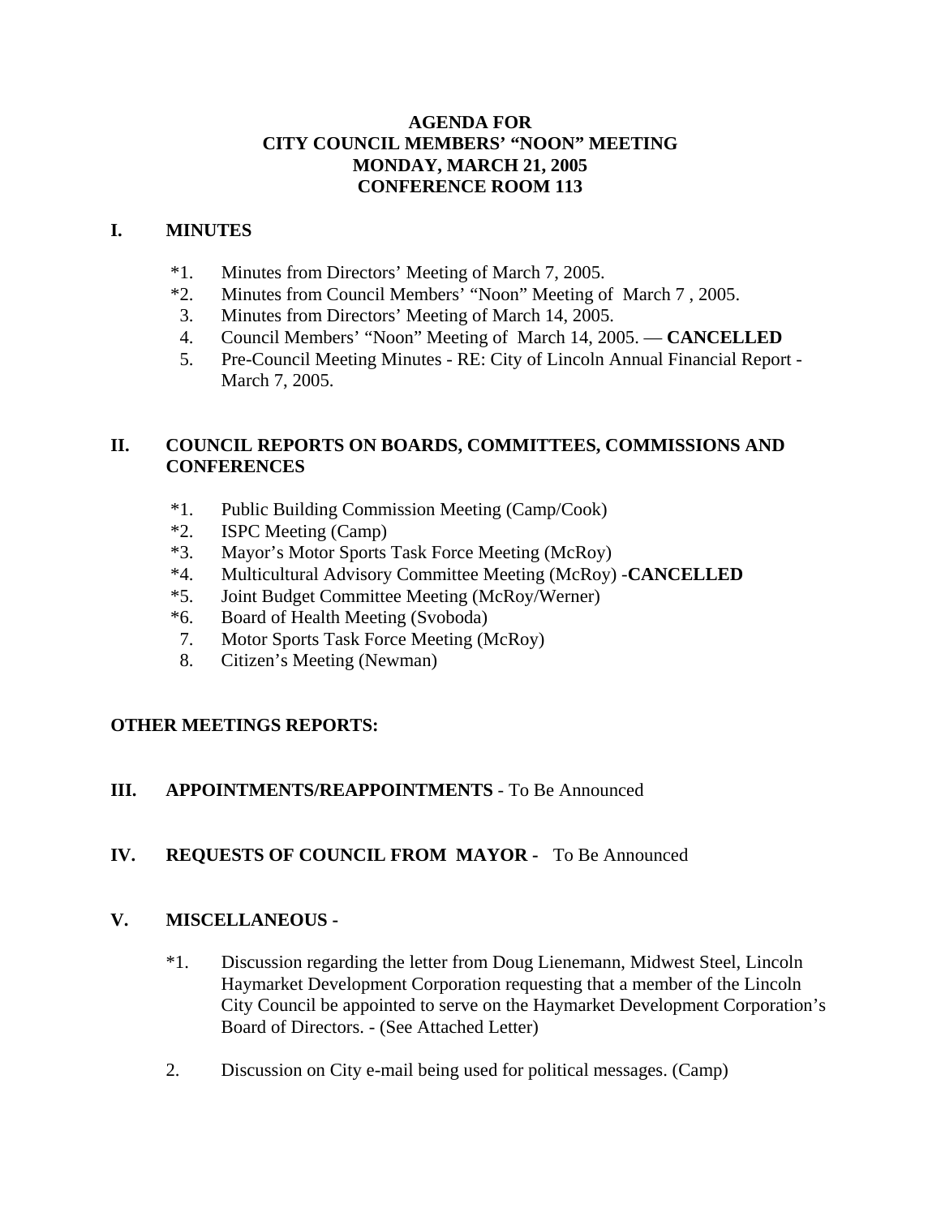# AGENDA FOR
# CITY COUNCIL MEMBERS' "NOON" MEETING
# MONDAY, MARCH 21, 2005
# CONFERENCE ROOM 113

## I. MINUTES

*1. Minutes from Directors' Meeting of March 7, 2005.
*2. Minutes from Council Members' "Noon" Meeting of March 7 , 2005.
3. Minutes from Directors' Meeting of March 14, 2005.
4. Council Members' "Noon" Meeting of March 14, 2005. — **CANCELLED**
5. Pre-Council Meeting Minutes - RE: City of Lincoln Annual Financial Report - March 7, 2005.

## II. COUNCIL REPORTS ON BOARDS, COMMITTEES, COMMISSIONS AND CONFERENCES

*1. Public Building Commission Meeting (Camp/Cook)
*2. ISPC Meeting (Camp)
*3. Mayor's Motor Sports Task Force Meeting (McRoy)
*4. Multicultural Advisory Committee Meeting (McRoy) -**CANCELLED**
*5. Joint Budget Committee Meeting (McRoy/Werner)
*6. Board of Health Meeting (Svoboda)
7. Motor Sports Task Force Meeting (McRoy)
8. Citizen's Meeting (Newman)

## OTHER MEETINGS REPORTS:

## III. APPOINTMENTS/REAPPOINTMENTS - To Be Announced

## IV. REQUESTS OF COUNCIL FROM MAYOR - To Be Announced

## V. MISCELLANEOUS -

*1. Discussion regarding the letter from Doug Lienemann, Midwest Steel, Lincoln Haymarket Development Corporation requesting that a member of the Lincoln City Council be appointed to serve on the Haymarket Development Corporation's Board of Directors. - (See Attached Letter)

2. Discussion on City e-mail being used for political messages. (Camp)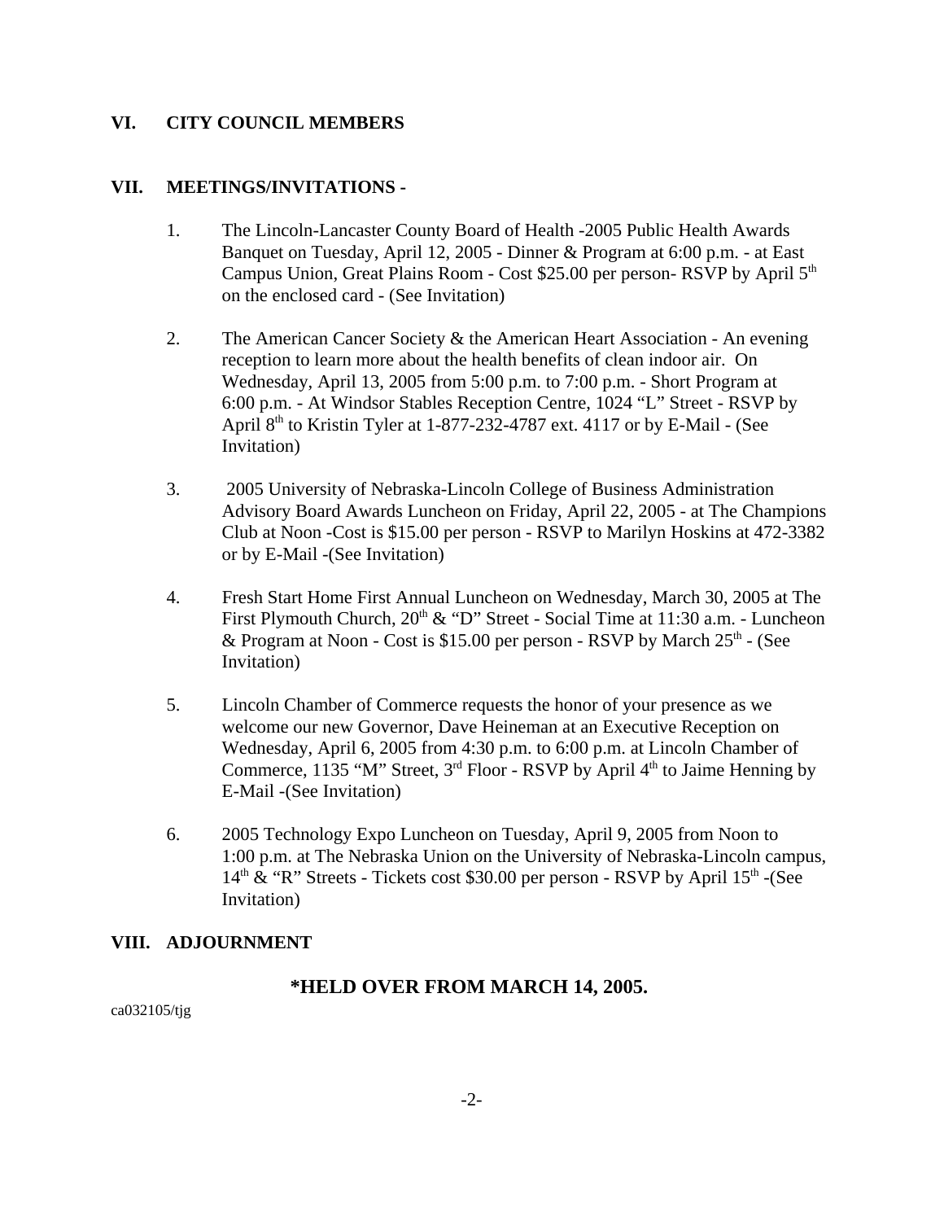## VI. CITY COUNCIL MEMBERS

## VII. MEETINGS/INVITATIONS -

1. The Lincoln-Lancaster County Board of Health -2005 Public Health Awards Banquet on Tuesday, April 12, 2005 - Dinner & Program at 6:00 p.m. - at East Campus Union, Great Plains Room - Cost $25.00 per person- RSVP by April 5th on the enclosed card - (See Invitation)

2. The American Cancer Society & the American Heart Association - An evening reception to learn more about the health benefits of clean indoor air. On Wednesday, April 13, 2005 from 5:00 p.m. to 7:00 p.m. - Short Program at 6:00 p.m. - At Windsor Stables Reception Centre, 1024 "L" Street - RSVP by April 8th to Kristin Tyler at 1-877-232-4787 ext. 4117 or by E-Mail - (See Invitation)

3. 2005 University of Nebraska-Lincoln College of Business Administration Advisory Board Awards Luncheon on Friday, April 22, 2005 - at The Champions Club at Noon -Cost is $15.00 per person - RSVP to Marilyn Hoskins at 472-3382 or by E-Mail -(See Invitation)

4. Fresh Start Home First Annual Luncheon on Wednesday, March 30, 2005 at The First Plymouth Church, 20th & "D" Street - Social Time at 11:30 a.m. - Luncheon & Program at Noon - Cost is $15.00 per person - RSVP by March 25th - (See Invitation)

5. Lincoln Chamber of Commerce requests the honor of your presence as we welcome our new Governor, Dave Heineman at an Executive Reception on Wednesday, April 6, 2005 from 4:30 p.m. to 6:00 p.m. at Lincoln Chamber of Commerce, 1135 "M" Street, 3rd Floor - RSVP by April 4th to Jaime Henning by E-Mail -(See Invitation)

6. 2005 Technology Expo Luncheon on Tuesday, April 9, 2005 from Noon to 1:00 p.m. at The Nebraska Union on the University of Nebraska-Lincoln campus, 14th & "R" Streets - Tickets cost $30.00 per person - RSVP by April 15th -(See Invitation)

## VIII. ADJOURNMENT

**\*HELD OVER FROM MARCH 14, 2005.**

ca032105/tjg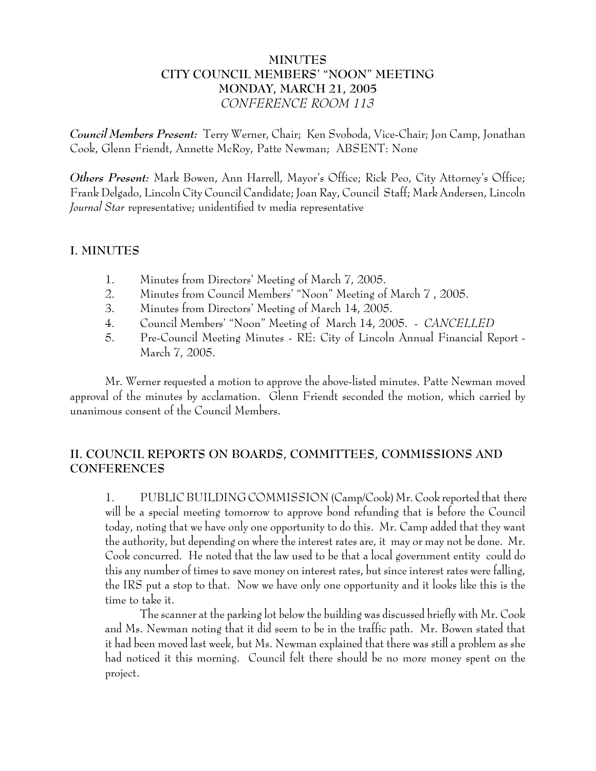# MINUTES
## CITY COUNCIL MEMBERS' "NOON" MEETING
## MONDAY, MARCH 21, 2005
## *CONFERENCE ROOM 113*

***Council Members Present:*** Terry Werner, Chair; Ken Svoboda, Vice-Chair; Jon Camp, Jonathan Cook, Glenn Friendt, Annette McRoy, Patte Newman; ABSENT: None

***Others Present:*** Mark Bowen, Ann Harrell, Mayor's Office; Rick Peo, City Attorney's Office; Frank Delgado, Lincoln City Council Candidate; Joan Ray, Council Staff; Mark Andersen, Lincoln *Journal Star* representative; unidentified tv media representative

## I. MINUTES

1. Minutes from Directors' Meeting of March 7, 2005.
2. Minutes from Council Members' "Noon" Meeting of March 7 , 2005.
3. Minutes from Directors' Meeting of March 14, 2005.
4. Council Members' "Noon" Meeting of March 14, 2005. - *CANCELLED*
5. Pre-Council Meeting Minutes - RE: City of Lincoln Annual Financial Report - March 7, 2005.

Mr. Werner requested a motion to approve the above-listed minutes. Patte Newman moved approval of the minutes by acclamation. Glenn Friendt seconded the motion, which carried by unanimous consent of the Council Members.

## II. COUNCIL REPORTS ON BOARDS, COMMITTEES, COMMISSIONS AND CONFERENCES

1. PUBLIC BUILDING COMMISSION (Camp/Cook) Mr. Cook reported that there will be a special meeting tomorrow to approve bond refunding that is before the Council today, noting that we have only one opportunity to do this. Mr. Camp added that they want the authority, but depending on where the interest rates are, it may or may not be done. Mr. Cook concurred. He noted that the law used to be that a local government entity could do this any number of times to save money on interest rates, but since interest rates were falling, the IRS put a stop to that. Now we have only one opportunity and it looks like this is the time to take it.

   The scanner at the parking lot below the building was discussed briefly with Mr. Cook and Ms. Newman noting that it did seem to be in the traffic path. Mr. Bowen stated that it had been moved last week, but Ms. Newman explained that there was still a problem as she had noticed it this morning. Council felt there should be no more money spent on the project.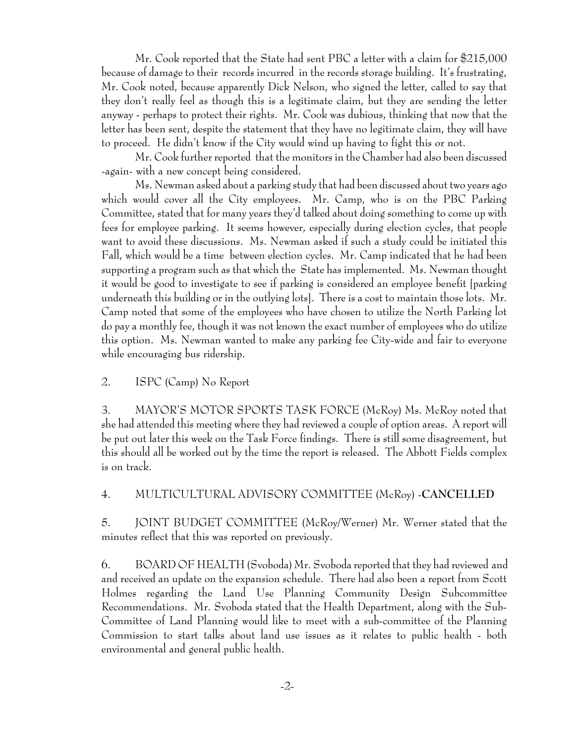Mr. Cook reported that the State had sent PBC a letter with a claim for $215,000 because of damage to their records incurred in the records storage building. It's frustrating, Mr. Cook noted, because apparently Dick Nelson, who signed the letter, called to say that they don't really feel as though this is a legitimate claim, but they are sending the letter anyway - perhaps to protect their rights. Mr. Cook was dubious, thinking that now that the letter has been sent, despite the statement that they have no legitimate claim, they will have to proceed. He didn't know if the City would wind up having to fight this or not.

Mr. Cook further reported that the monitors in the Chamber had also been discussed -again- with a new concept being considered.

Ms. Newman asked about a parking study that had been discussed about two years ago which would cover all the City employees. Mr. Camp, who is on the PBC Parking Committee, stated that for many years they'd talked about doing something to come up with fees for employee parking. It seems however, especially during election cycles, that people want to avoid these discussions. Ms. Newman asked if such a study could be initiated this Fall, which would be a time between election cycles. Mr. Camp indicated that he had been supporting a program such as that which the State has implemented. Ms. Newman thought it would be good to investigate to see if parking is considered an employee benefit [parking underneath this building or in the outlying lots]. There is a cost to maintain those lots. Mr. Camp noted that some of the employees who have chosen to utilize the North Parking lot do pay a monthly fee, though it was not known the exact number of employees who do utilize this option. Ms. Newman wanted to make any parking fee City-wide and fair to everyone while encouraging bus ridership.

2. ISPC (Camp) No Report

3. MAYOR'S MOTOR SPORTS TASK FORCE (McRoy) Ms. McRoy noted that she had attended this meeting where they had reviewed a couple of option areas. A report will be put out later this week on the Task Force findings. There is still some disagreement, but this should all be worked out by the time the report is released. The Abbott Fields complex is on track.

4. MULTICULTURAL ADVISORY COMMITTEE (McRoy) -**CANCELLED**

5. JOINT BUDGET COMMITTEE (McRoy/Werner) Mr. Werner stated that the minutes reflect that this was reported on previously.

6. BOARD OF HEALTH (Svoboda) Mr. Svoboda reported that they had reviewed and and received an update on the expansion schedule. There had also been a report from Scott Holmes regarding the Land Use Planning Community Design Subcommittee Recommendations. Mr. Svoboda stated that the Health Department, along with the Sub-Committee of Land Planning would like to meet with a sub-committee of the Planning Commission to start talks about land use issues as it relates to public health - both environmental and general public health.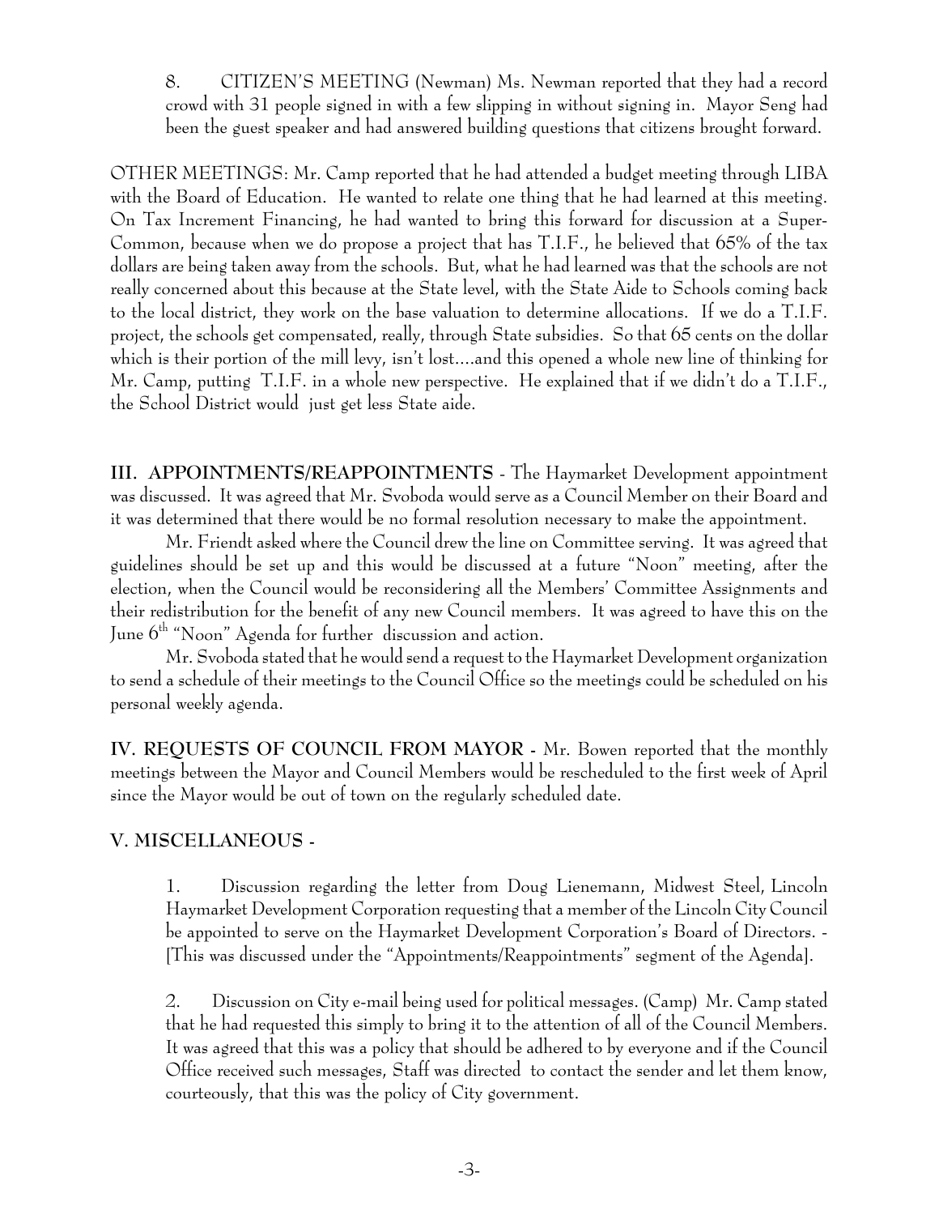8. CITIZEN'S MEETING (Newman) Ms. Newman reported that they had a record crowd with 31 people signed in with a few slipping in without signing in. Mayor Seng had been the guest speaker and had answered building questions that citizens brought forward.

OTHER MEETINGS: Mr. Camp reported that he had attended a budget meeting through LIBA with the Board of Education. He wanted to relate one thing that he had learned at this meeting. On Tax Increment Financing, he had wanted to bring this forward for discussion at a Super-Common, because when we do propose a project that has T.I.F., he believed that 65% of the tax dollars are being taken away from the schools. But, what he had learned was that the schools are not really concerned about this because at the State level, with the State Aide to Schools coming back to the local district, they work on the base valuation to determine allocations. If we do a T.I.F. project, the schools get compensated, really, through State subsidies. So that 65 cents on the dollar which is their portion of the mill levy, isn't lost....and this opened a whole new line of thinking for Mr. Camp, putting T.I.F. in a whole new perspective. He explained that if we didn't do a T.I.F., the School District would just get less State aide.

**III. APPOINTMENTS/REAPPOINTMENTS** - The Haymarket Development appointment was discussed. It was agreed that Mr. Svoboda would serve as a Council Member on their Board and it was determined that there would be no formal resolution necessary to make the appointment.

Mr. Friendt asked where the Council drew the line on Committee serving. It was agreed that guidelines should be set up and this would be discussed at a future "Noon" meeting, after the election, when the Council would be reconsidering all the Members' Committee Assignments and their redistribution for the benefit of any new Council members. It was agreed to have this on the June 6th "Noon" Agenda for further discussion and action.

Mr. Svoboda stated that he would send a request to the Haymarket Development organization to send a schedule of their meetings to the Council Office so the meetings could be scheduled on his personal weekly agenda.

**IV. REQUESTS OF COUNCIL FROM MAYOR -** Mr. Bowen reported that the monthly meetings between the Mayor and Council Members would be rescheduled to the first week of April since the Mayor would be out of town on the regularly scheduled date.

**V. MISCELLANEOUS -**

1. Discussion regarding the letter from Doug Lienemann, Midwest Steel, Lincoln Haymarket Development Corporation requesting that a member of the Lincoln City Council be appointed to serve on the Haymarket Development Corporation's Board of Directors. - [This was discussed under the "Appointments/Reappointments" segment of the Agenda].

2. Discussion on City e-mail being used for political messages. (Camp) Mr. Camp stated that he had requested this simply to bring it to the attention of all of the Council Members. It was agreed that this was a policy that should be adhered to by everyone and if the Council Office received such messages, Staff was directed to contact the sender and let them know, courteously, that this was the policy of City government.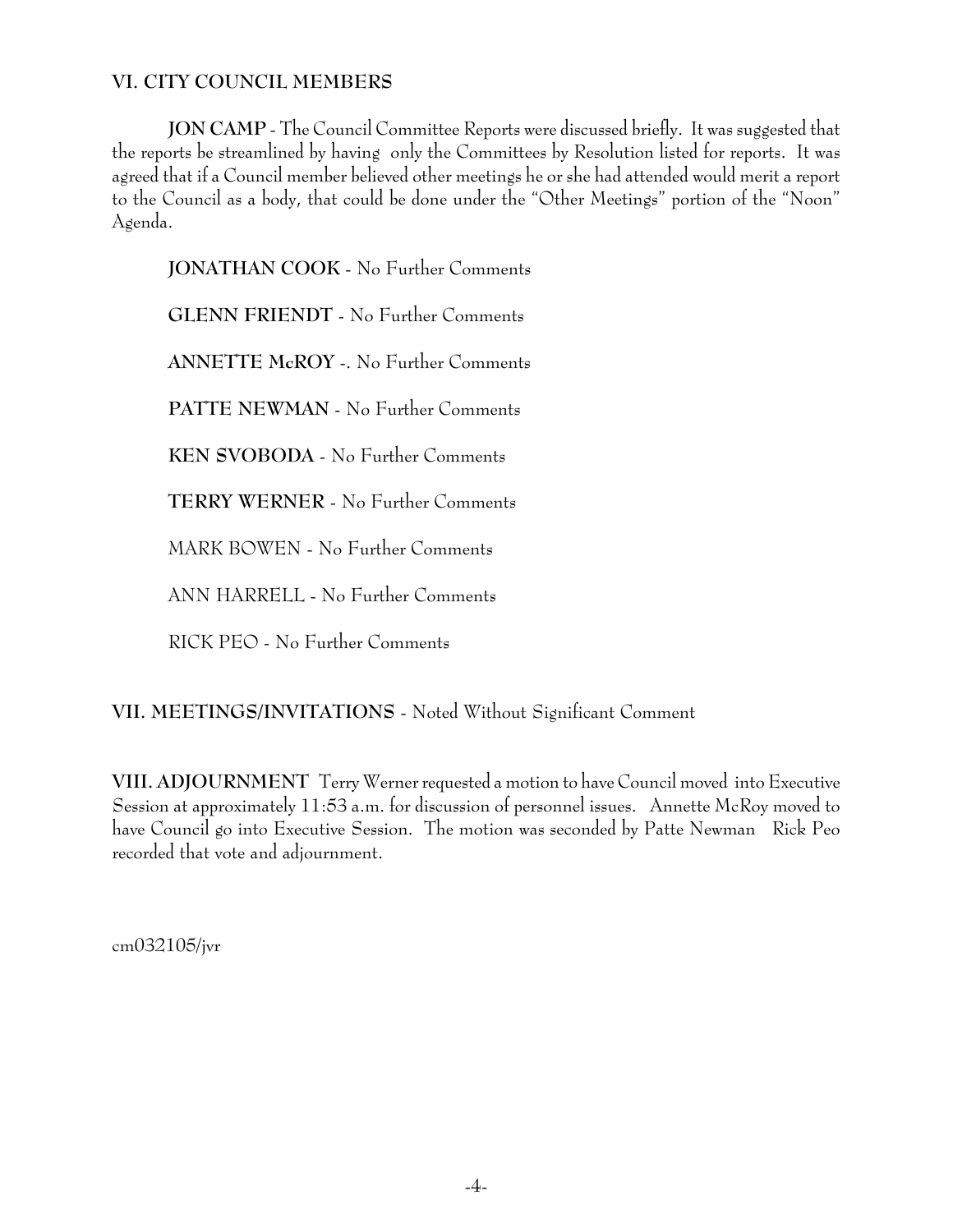## VI. CITY COUNCIL MEMBERS

**JON CAMP** - The Council Committee Reports were discussed briefly. It was suggested that the reports be streamlined by having only the Committees by Resolution listed for reports. It was agreed that if a Council member believed other meetings he or she had attended would merit a report to the Council as a body, that could be done under the "Other Meetings" portion of the "Noon" Agenda.

**JONATHAN COOK** - No Further Comments

**GLENN FRIENDT** - No Further Comments

**ANNETTE McROY** -. No Further Comments

**PATTE NEWMAN** - No Further Comments

**KEN SVOBODA** - No Further Comments

**TERRY WERNER** - No Further Comments

MARK BOWEN - No Further Comments

ANN HARRELL - No Further Comments

RICK PEO - No Further Comments

## VII. MEETINGS/INVITATIONS - Noted Without Significant Comment

**VIII. ADJOURNMENT** Terry Werner requested a motion to have Council moved into Executive Session at approximately 11:53 a.m. for discussion of personnel issues. Annette McRoy moved to have Council go into Executive Session. The motion was seconded by Patte Newman Rick Peo recorded that vote and adjournment.

cm032105/jvr